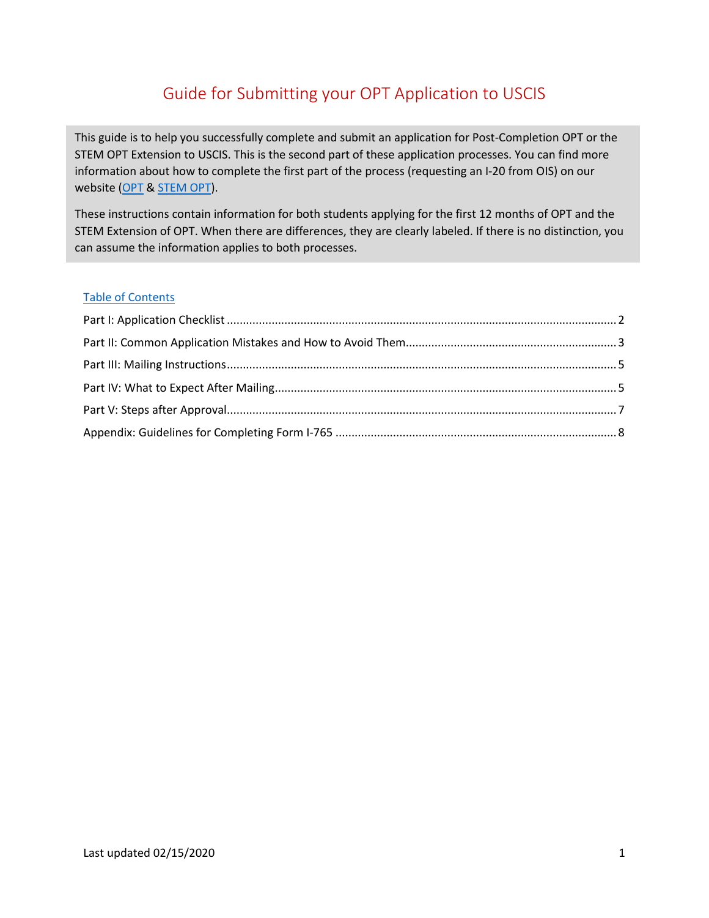# Guide for Submitting your OPT Application to USCIS

This guide is to help you successfully complete and submit an application for Post-Completion OPT or the STEM OPT Extension to USCIS. This is the second part of these application processes. You can find more information about how to complete the first part of the process (requesting an I-20 from OIS) on our website (OPT & STEM OPT).

These instructions contain information for both students applying for the first 12 months of OPT and the STEM Extension of OPT. When there are differences, they are clearly labeled. If there is no distinction, you can assume the information applies to both processes.

## Table of Contents

- Part I: Application Checklist ........ 2
- Part II: Common Application Mistakes and How to Avoid Them ........ 3
- Part III: Mailing Instructions ........ 5
- Part IV: What to Expect After Mailing ........ 5
- Part V: Steps after Approval ........ 7
- Appendix: Guidelines for Completing Form I-765 ........ 8

Last updated 02/15/2020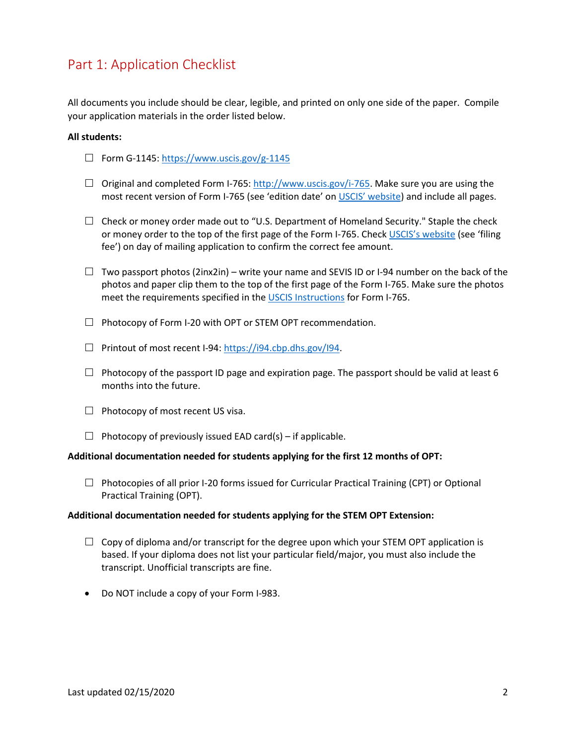## Part 1: Application Checklist

All documents you include should be clear, legible, and printed on only one side of the paper. Compile your application materials in the order listed below.

**All students:**

- ☐ Form G-1145: [https://www.uscis.gov/g-1145](https://www.uscis.gov/g-1145)
- ☐ Original and completed Form I-765: [http://www.uscis.gov/i-765](http://www.uscis.gov/i-765). Make sure you are using the most recent version of Form I-765 (see 'edition date' on USCIS' website) and include all pages.
- ☐ Check or money order made out to "U.S. Department of Homeland Security." Staple the check or money order to the top of the first page of the Form I-765. Check USCIS's website (see 'filing fee') on day of mailing application to confirm the correct fee amount.
- ☐ Two passport photos (2inx2in) – write your name and SEVIS ID or I-94 number on the back of the photos and paper clip them to the top of the first page of the Form I-765. Make sure the photos meet the requirements specified in the USCIS Instructions for Form I-765.
- ☐ Photocopy of Form I-20 with OPT or STEM OPT recommendation.
- ☐ Printout of most recent I-94: [https://i94.cbp.dhs.gov/I94](https://i94.cbp.dhs.gov/I94).
- ☐ Photocopy of the passport ID page and expiration page. The passport should be valid at least 6 months into the future.
- ☐ Photocopy of most recent US visa.
- ☐ Photocopy of previously issued EAD card(s) – if applicable.

**Additional documentation needed for students applying for the first 12 months of OPT:**

- ☐ Photocopies of all prior I-20 forms issued for Curricular Practical Training (CPT) or Optional Practical Training (OPT).

**Additional documentation needed for students applying for the STEM OPT Extension:**

- ☐ Copy of diploma and/or transcript for the degree upon which your STEM OPT application is based. If your diploma does not list your particular field/major, you must also include the transcript. Unofficial transcripts are fine.

- Do NOT include a copy of your Form I-983.

Last updated 02/15/2020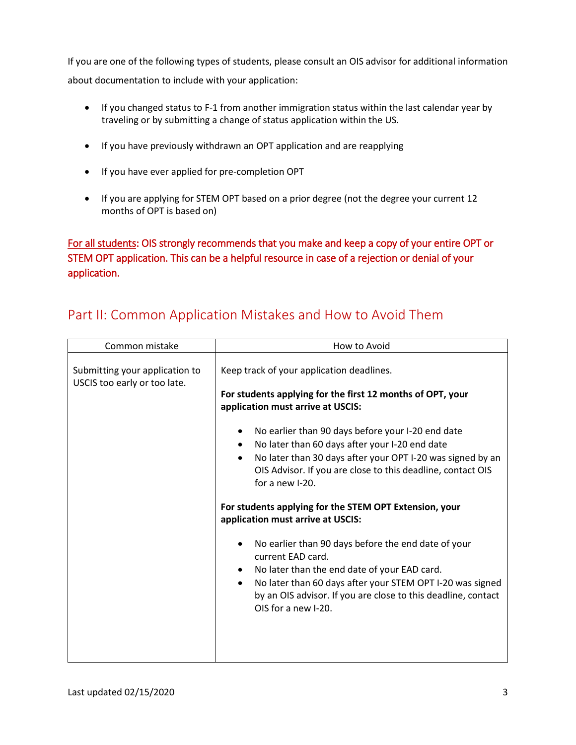If you are one of the following types of students, please consult an OIS advisor for additional information about documentation to include with your application:

- If you changed status to F-1 from another immigration status within the last calendar year by traveling or by submitting a change of status application within the US.
- If you have previously withdrawn an OPT application and are reapplying
- If you have ever applied for pre-completion OPT
- If you are applying for STEM OPT based on a prior degree (not the degree your current 12 months of OPT is based on)

For all students: OIS strongly recommends that you make and keep a copy of your entire OPT or STEM OPT application. This can be a helpful resource in case of a rejection or denial of your application.

## Part II: Common Application Mistakes and How to Avoid Them

| Common mistake | How to Avoid |
|---|---|
| Submitting your application to USCIS too early or too late. | Keep track of your application deadlines.<br><br>**For students applying for the first 12 months of OPT, your application must arrive at USCIS:**<br><br>• No earlier than 90 days before your I-20 end date<br>• No later than 60 days after your I-20 end date<br>• No later than 30 days after your OPT I-20 was signed by an OIS Advisor. If you are close to this deadline, contact OIS for a new I-20.<br><br>**For students applying for the STEM OPT Extension, your application must arrive at USCIS:**<br><br>• No earlier than 90 days before the end date of your current EAD card.<br>• No later than the end date of your EAD card.<br>• No later than 60 days after your STEM OPT I-20 was signed by an OIS advisor. If you are close to this deadline, contact OIS for a new I-20. |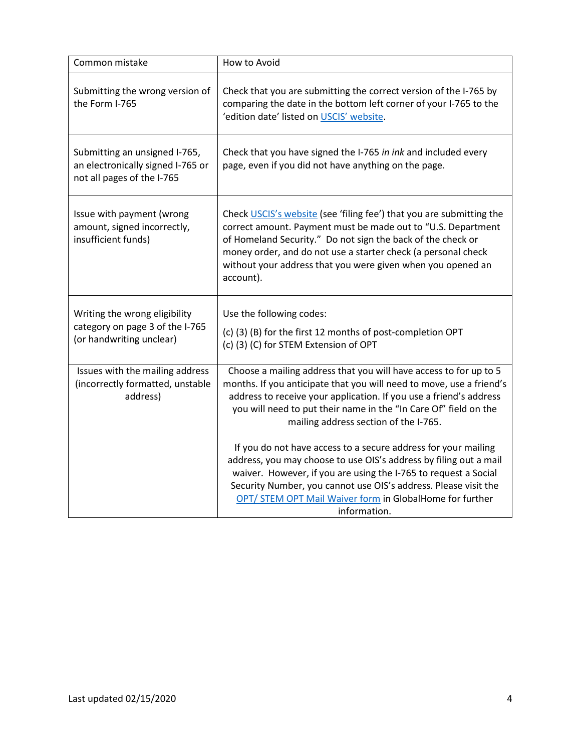| Common mistake | How to Avoid |
|---|---|
| Submitting the wrong version of the Form I-765 | Check that you are submitting the correct version of the I-765 by comparing the date in the bottom left corner of your I-765 to the 'edition date' listed on USCIS' website. |
| Submitting an unsigned I-765, an electronically signed I-765 or not all pages of the I-765 | Check that you have signed the I-765 *in ink* and included every page, even if you did not have anything on the page. |
| Issue with payment (wrong amount, signed incorrectly, insufficient funds) | Check USCIS's website (see 'filing fee') that you are submitting the correct amount. Payment must be made out to "U.S. Department of Homeland Security." Do not sign the back of the check or money order, and do not use a starter check (a personal check without your address that you were given when you opened an account). |
| Writing the wrong eligibility category on page 3 of the I-765 (or handwriting unclear) | Use the following codes:<br><br>(c) (3) (B) for the first 12 months of post-completion OPT<br>(c) (3) (C) for STEM Extension of OPT |
| Issues with the mailing address (incorrectly formatted, unstable address) | Choose a mailing address that you will have access to for up to 5 months. If you anticipate that you will need to move, use a friend's address to receive your application. If you use a friend's address you will need to put their name in the "In Care Of" field on the mailing address section of the I-765.<br><br>If you do not have access to a secure address for your mailing address, you may choose to use OIS's address by filing out a mail waiver. However, if you are using the I-765 to request a Social Security Number, you cannot use OIS's address. Please visit the OPT/ STEM OPT Mail Waiver form in GlobalHome for further information. |

Last updated 02/15/2020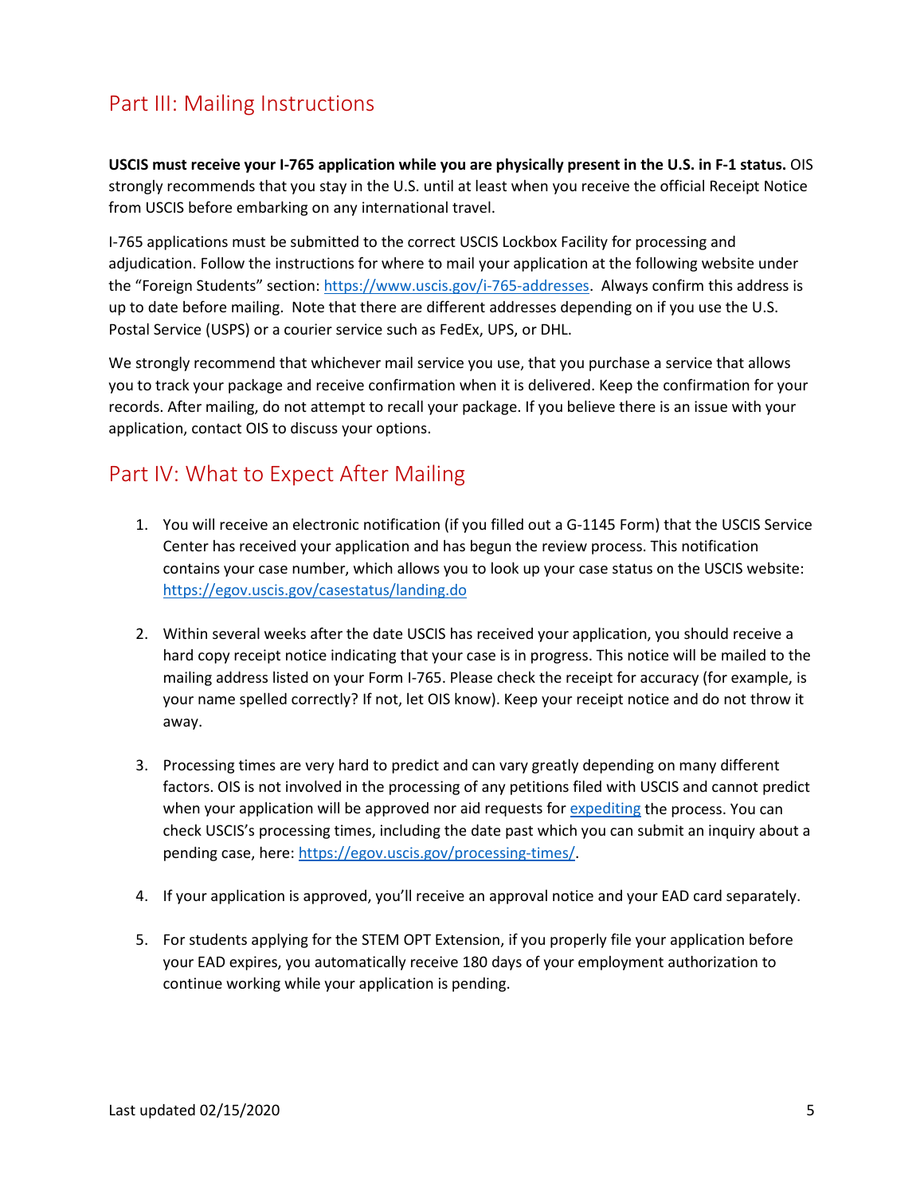## Part III: Mailing Instructions

**USCIS must receive your I-765 application while you are physically present in the U.S. in F-1 status.** OIS strongly recommends that you stay in the U.S. until at least when you receive the official Receipt Notice from USCIS before embarking on any international travel.

I-765 applications must be submitted to the correct USCIS Lockbox Facility for processing and adjudication. Follow the instructions for where to mail your application at the following website under the "Foreign Students" section: [https://www.uscis.gov/i-765-addresses](https://www.uscis.gov/i-765-addresses). Always confirm this address is up to date before mailing. Note that there are different addresses depending on if you use the U.S. Postal Service (USPS) or a courier service such as FedEx, UPS, or DHL.

We strongly recommend that whichever mail service you use, that you purchase a service that allows you to track your package and receive confirmation when it is delivered. Keep the confirmation for your records. After mailing, do not attempt to recall your package. If you believe there is an issue with your application, contact OIS to discuss your options.

## Part IV: What to Expect After Mailing

1. You will receive an electronic notification (if you filled out a G-1145 Form) that the USCIS Service Center has received your application and has begun the review process. This notification contains your case number, which allows you to look up your case status on the USCIS website: [https://egov.uscis.gov/casestatus/landing.do](https://egov.uscis.gov/casestatus/landing.do)

2. Within several weeks after the date USCIS has received your application, you should receive a hard copy receipt notice indicating that your case is in progress. This notice will be mailed to the mailing address listed on your Form I-765. Please check the receipt for accuracy (for example, is your name spelled correctly? If not, let OIS know). Keep your receipt notice and do not throw it away.

3. Processing times are very hard to predict and can vary greatly depending on many different factors. OIS is not involved in the processing of any petitions filed with USCIS and cannot predict when your application will be approved nor aid requests for expediting the process. You can check USCIS's processing times, including the date past which you can submit an inquiry about a pending case, here: [https://egov.uscis.gov/processing-times/](https://egov.uscis.gov/processing-times/).

4. If your application is approved, you'll receive an approval notice and your EAD card separately.

5. For students applying for the STEM OPT Extension, if you properly file your application before your EAD expires, you automatically receive 180 days of your employment authorization to continue working while your application is pending.

Last updated 02/15/2020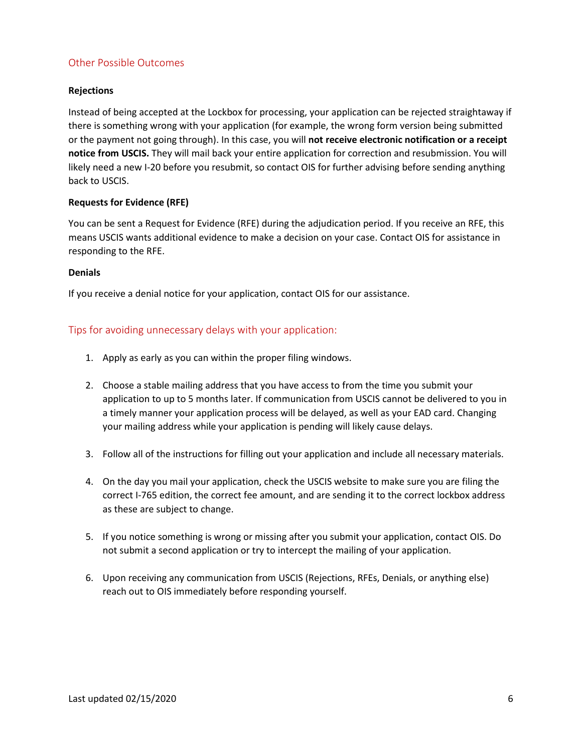## Other Possible Outcomes

### Rejections

Instead of being accepted at the Lockbox for processing, your application can be rejected straightaway if there is something wrong with your application (for example, the wrong form version being submitted or the payment not going through). In this case, you will **not receive electronic notification or a receipt notice from USCIS.** They will mail back your entire application for correction and resubmission. You will likely need a new I-20 before you resubmit, so contact OIS for further advising before sending anything back to USCIS.

### Requests for Evidence (RFE)

You can be sent a Request for Evidence (RFE) during the adjudication period. If you receive an RFE, this means USCIS wants additional evidence to make a decision on your case. Contact OIS for assistance in responding to the RFE.

### Denials

If you receive a denial notice for your application, contact OIS for our assistance.

## Tips for avoiding unnecessary delays with your application:

1. Apply as early as you can within the proper filing windows.

2. Choose a stable mailing address that you have access to from the time you submit your application to up to 5 months later. If communication from USCIS cannot be delivered to you in a timely manner your application process will be delayed, as well as your EAD card. Changing your mailing address while your application is pending will likely cause delays.

3. Follow all of the instructions for filling out your application and include all necessary materials.

4. On the day you mail your application, check the USCIS website to make sure you are filing the correct I-765 edition, the correct fee amount, and are sending it to the correct lockbox address as these are subject to change.

5. If you notice something is wrong or missing after you submit your application, contact OIS. Do not submit a second application or try to intercept the mailing of your application.

6. Upon receiving any communication from USCIS (Rejections, RFEs, Denials, or anything else) reach out to OIS immediately before responding yourself.

Last updated 02/15/2020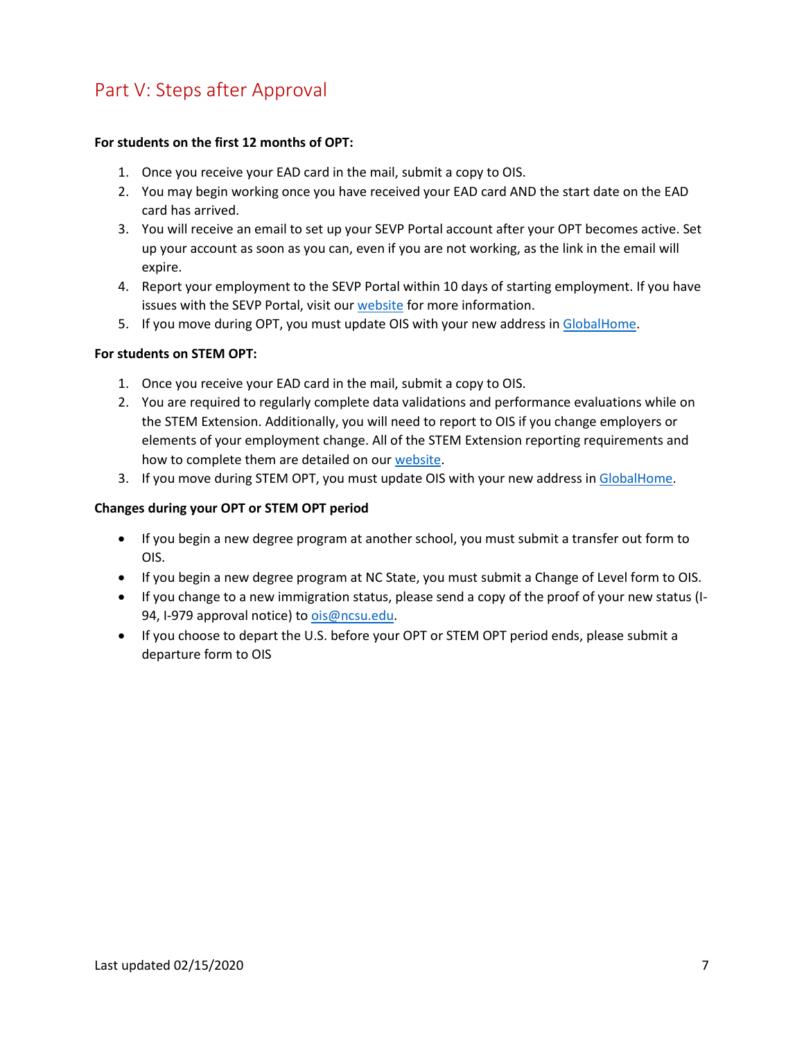## Part V: Steps after Approval

**For students on the first 12 months of OPT:**

1. Once you receive your EAD card in the mail, submit a copy to OIS.
2. You may begin working once you have received your EAD card AND the start date on the EAD card has arrived.
3. You will receive an email to set up your SEVP Portal account after your OPT becomes active. Set up your account as soon as you can, even if you are not working, as the link in the email will expire.
4. Report your employment to the SEVP Portal within 10 days of starting employment. If you have issues with the SEVP Portal, visit our website for more information.
5. If you move during OPT, you must update OIS with your new address in GlobalHome.

**For students on STEM OPT:**

1. Once you receive your EAD card in the mail, submit a copy to OIS.
2. You are required to regularly complete data validations and performance evaluations while on the STEM Extension. Additionally, you will need to report to OIS if you change employers or elements of your employment change. All of the STEM Extension reporting requirements and how to complete them are detailed on our website.
3. If you move during STEM OPT, you must update OIS with your new address in GlobalHome.

**Changes during your OPT or STEM OPT period**

- If you begin a new degree program at another school, you must submit a transfer out form to OIS.
- If you begin a new degree program at NC State, you must submit a Change of Level form to OIS.
- If you change to a new immigration status, please send a copy of the proof of your new status (I-94, I-979 approval notice) to ois@ncsu.edu.
- If you choose to depart the U.S. before your OPT or STEM OPT period ends, please submit a departure form to OIS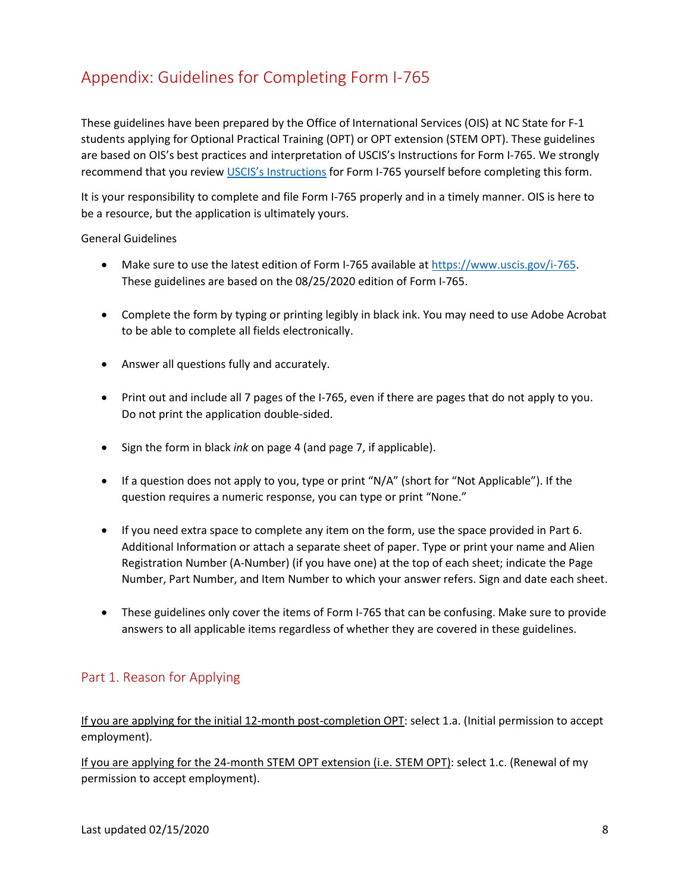# Appendix: Guidelines for Completing Form I-765

These guidelines have been prepared by the Office of International Services (OIS) at NC State for F-1 students applying for Optional Practical Training (OPT) or OPT extension (STEM OPT). These guidelines are based on OIS's best practices and interpretation of USCIS's Instructions for Form I-765. We strongly recommend that you review [USCIS's Instructions](#) for Form I-765 yourself before completing this form.

It is your responsibility to complete and file Form I-765 properly and in a timely manner. OIS is here to be a resource, but the application is ultimately yours.

General Guidelines

- Make sure to use the latest edition of Form I-765 available at [https://www.uscis.gov/i-765](https://www.uscis.gov/i-765). These guidelines are based on the 08/25/2020 edition of Form I-765.
- Complete the form by typing or printing legibly in black ink. You may need to use Adobe Acrobat to be able to complete all fields electronically.
- Answer all questions fully and accurately.
- Print out and include all 7 pages of the I-765, even if there are pages that do not apply to you. Do not print the application double-sided.
- Sign the form in black *ink* on page 4 (and page 7, if applicable).
- If a question does not apply to you, type or print "N/A" (short for "Not Applicable"). If the question requires a numeric response, you can type or print "None."
- If you need extra space to complete any item on the form, use the space provided in Part 6. Additional Information or attach a separate sheet of paper. Type or print your name and Alien Registration Number (A-Number) (if you have one) at the top of each sheet; indicate the Page Number, Part Number, and Item Number to which your answer refers. Sign and date each sheet.
- These guidelines only cover the items of Form I-765 that can be confusing. Make sure to provide answers to all applicable items regardless of whether they are covered in these guidelines.

## Part 1. Reason for Applying

<u>If you are applying for the initial 12-month post-completion OPT</u>: select 1.a. (Initial permission to accept employment).

<u>If you are applying for the 24-month STEM OPT extension (i.e. STEM OPT)</u>: select 1.c. (Renewal of my permission to accept employment).

Last updated 02/15/2020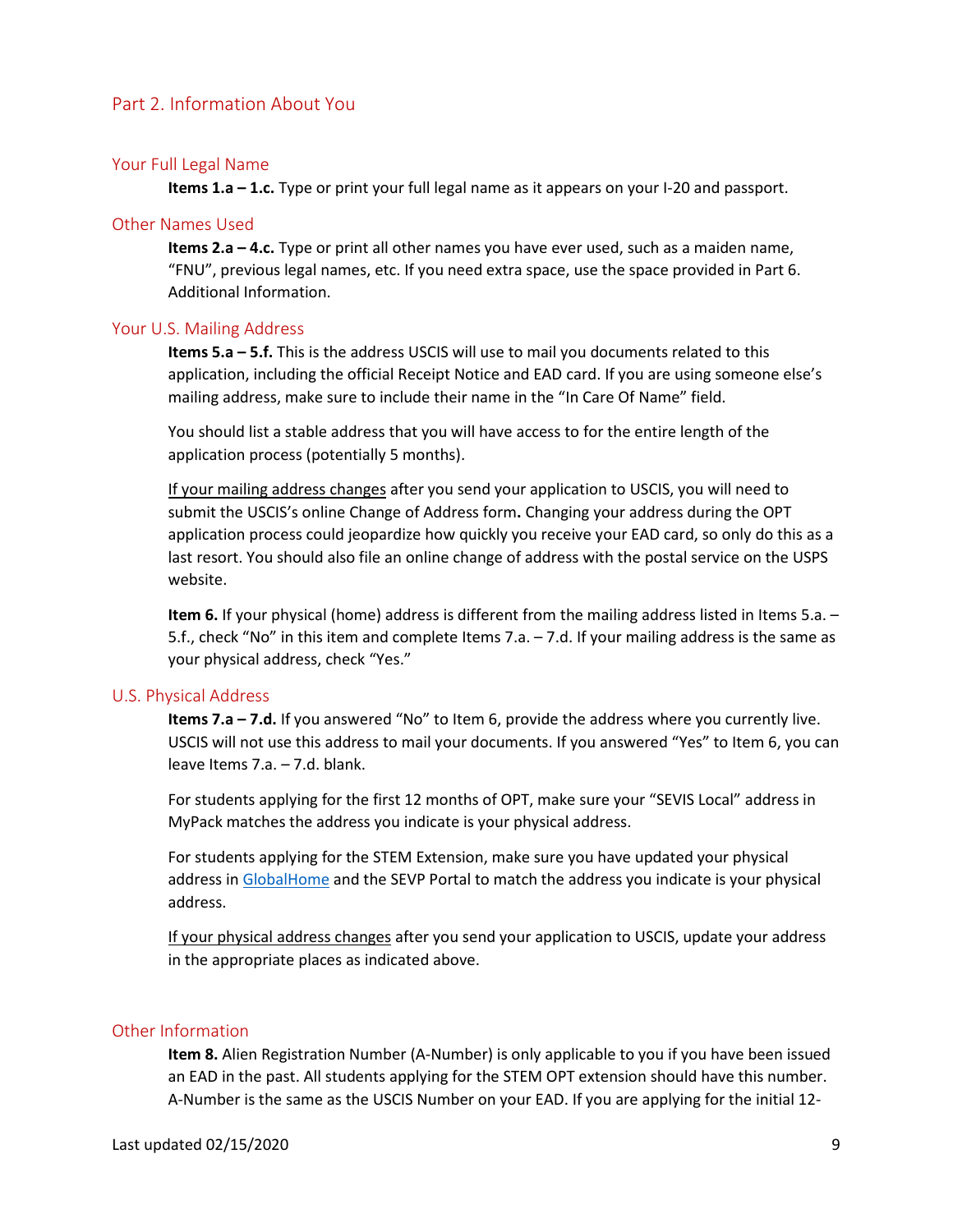## Part 2. Information About You

### Your Full Legal Name

**Items 1.a – 1.c.** Type or print your full legal name as it appears on your I-20 and passport.

### Other Names Used

**Items 2.a – 4.c.** Type or print all other names you have ever used, such as a maiden name, "FNU", previous legal names, etc. If you need extra space, use the space provided in Part 6. Additional Information.

### Your U.S. Mailing Address

**Items 5.a – 5.f.** This is the address USCIS will use to mail you documents related to this application, including the official Receipt Notice and EAD card. If you are using someone else's mailing address, make sure to include their name in the "In Care Of Name" field.

You should list a stable address that you will have access to for the entire length of the application process (potentially 5 months).

If your mailing address changes after you send your application to USCIS, you will need to submit the USCIS's online Change of Address form**.** Changing your address during the OPT application process could jeopardize how quickly you receive your EAD card, so only do this as a last resort. You should also file an online change of address with the postal service on the USPS website.

**Item 6.** If your physical (home) address is different from the mailing address listed in Items 5.a. – 5.f., check "No" in this item and complete Items 7.a. – 7.d. If your mailing address is the same as your physical address, check "Yes."

### U.S. Physical Address

**Items 7.a – 7.d.** If you answered "No" to Item 6, provide the address where you currently live. USCIS will not use this address to mail your documents. If you answered "Yes" to Item 6, you can leave Items 7.a. – 7.d. blank.

For students applying for the first 12 months of OPT, make sure your "SEVIS Local" address in MyPack matches the address you indicate is your physical address.

For students applying for the STEM Extension, make sure you have updated your physical address in GlobalHome and the SEVP Portal to match the address you indicate is your physical address.

If your physical address changes after you send your application to USCIS, update your address in the appropriate places as indicated above.

### Other Information

**Item 8.** Alien Registration Number (A-Number) is only applicable to you if you have been issued an EAD in the past. All students applying for the STEM OPT extension should have this number. A-Number is the same as the USCIS Number on your EAD. If you are applying for the initial 12-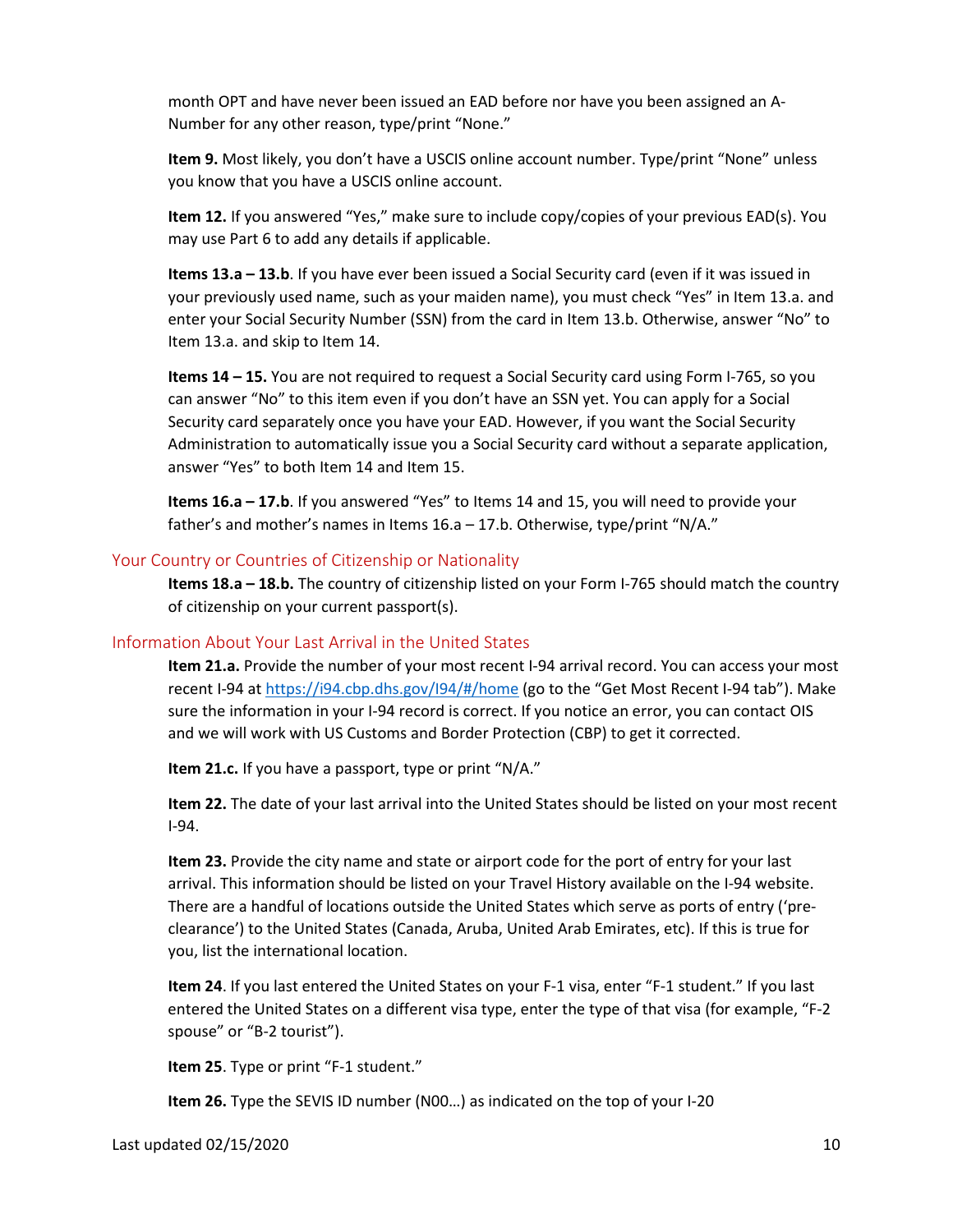month OPT and have never been issued an EAD before nor have you been assigned an A-Number for any other reason, type/print "None."

**Item 9.** Most likely, you don't have a USCIS online account number. Type/print "None" unless you know that you have a USCIS online account.

**Item 12.** If you answered "Yes," make sure to include copy/copies of your previous EAD(s). You may use Part 6 to add any details if applicable.

**Items 13.a – 13.b**. If you have ever been issued a Social Security card (even if it was issued in your previously used name, such as your maiden name), you must check "Yes" in Item 13.a. and enter your Social Security Number (SSN) from the card in Item 13.b. Otherwise, answer "No" to Item 13.a. and skip to Item 14.

**Items 14 – 15.** You are not required to request a Social Security card using Form I-765, so you can answer "No" to this item even if you don't have an SSN yet. You can apply for a Social Security card separately once you have your EAD. However, if you want the Social Security Administration to automatically issue you a Social Security card without a separate application, answer "Yes" to both Item 14 and Item 15.

**Items 16.a – 17.b**. If you answered "Yes" to Items 14 and 15, you will need to provide your father's and mother's names in Items 16.a – 17.b. Otherwise, type/print "N/A."

## Your Country or Countries of Citizenship or Nationality

**Items 18.a – 18.b.** The country of citizenship listed on your Form I-765 should match the country of citizenship on your current passport(s).

## Information About Your Last Arrival in the United States

**Item 21.a.** Provide the number of your most recent I-94 arrival record. You can access your most recent I-94 at https://i94.cbp.dhs.gov/I94/#/home (go to the "Get Most Recent I-94 tab"). Make sure the information in your I-94 record is correct. If you notice an error, you can contact OIS and we will work with US Customs and Border Protection (CBP) to get it corrected.

**Item 21.c.** If you have a passport, type or print "N/A."

**Item 22.** The date of your last arrival into the United States should be listed on your most recent I-94.

**Item 23.** Provide the city name and state or airport code for the port of entry for your last arrival. This information should be listed on your Travel History available on the I-94 website. There are a handful of locations outside the United States which serve as ports of entry ('pre-clearance') to the United States (Canada, Aruba, United Arab Emirates, etc). If this is true for you, list the international location.

**Item 24**. If you last entered the United States on your F-1 visa, enter "F-1 student." If you last entered the United States on a different visa type, enter the type of that visa (for example, "F-2 spouse" or "B-2 tourist").

**Item 25**. Type or print "F-1 student."

**Item 26.** Type the SEVIS ID number (N00…) as indicated on the top of your I-20

Last updated 02/15/2020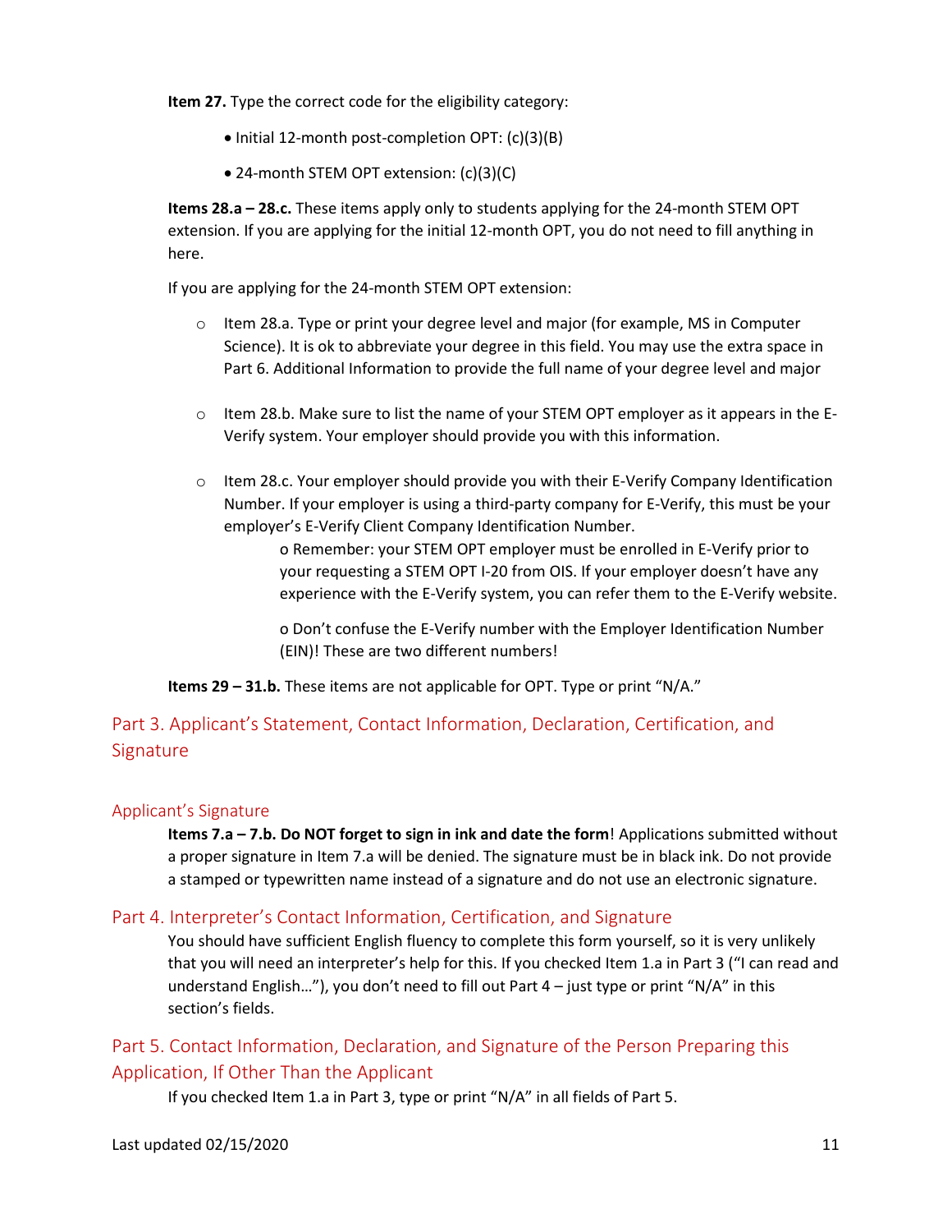**Item 27.** Type the correct code for the eligibility category:

- Initial 12-month post-completion OPT: (c)(3)(B)
- 24-month STEM OPT extension: (c)(3)(C)

**Items 28.a – 28.c.** These items apply only to students applying for the 24-month STEM OPT extension. If you are applying for the initial 12-month OPT, you do not need to fill anything in here.

If you are applying for the 24-month STEM OPT extension:

- Item 28.a. Type or print your degree level and major (for example, MS in Computer Science). It is ok to abbreviate your degree in this field. You may use the extra space in Part 6. Additional Information to provide the full name of your degree level and major
- Item 28.b. Make sure to list the name of your STEM OPT employer as it appears in the E-Verify system. Your employer should provide you with this information.
- Item 28.c. Your employer should provide you with their E-Verify Company Identification Number. If your employer is using a third-party company for E-Verify, this must be your employer's E-Verify Client Company Identification Number.
    - Remember: your STEM OPT employer must be enrolled in E-Verify prior to your requesting a STEM OPT I-20 from OIS. If your employer doesn't have any experience with the E-Verify system, you can refer them to the E-Verify website.
    - Don't confuse the E-Verify number with the Employer Identification Number (EIN)! These are two different numbers!

**Items 29 – 31.b.** These items are not applicable for OPT. Type or print "N/A."

## Part 3. Applicant's Statement, Contact Information, Declaration, Certification, and Signature

### Applicant's Signature

**Items 7.a – 7.b. Do NOT forget to sign in ink and date the form**! Applications submitted without a proper signature in Item 7.a will be denied. The signature must be in black ink. Do not provide a stamped or typewritten name instead of a signature and do not use an electronic signature.

## Part 4. Interpreter's Contact Information, Certification, and Signature

You should have sufficient English fluency to complete this form yourself, so it is very unlikely that you will need an interpreter's help for this. If you checked Item 1.a in Part 3 ("I can read and understand English…"), you don't need to fill out Part 4 – just type or print "N/A" in this section's fields.

## Part 5. Contact Information, Declaration, and Signature of the Person Preparing this Application, If Other Than the Applicant

If you checked Item 1.a in Part 3, type or print "N/A" in all fields of Part 5.

Last updated 02/15/2020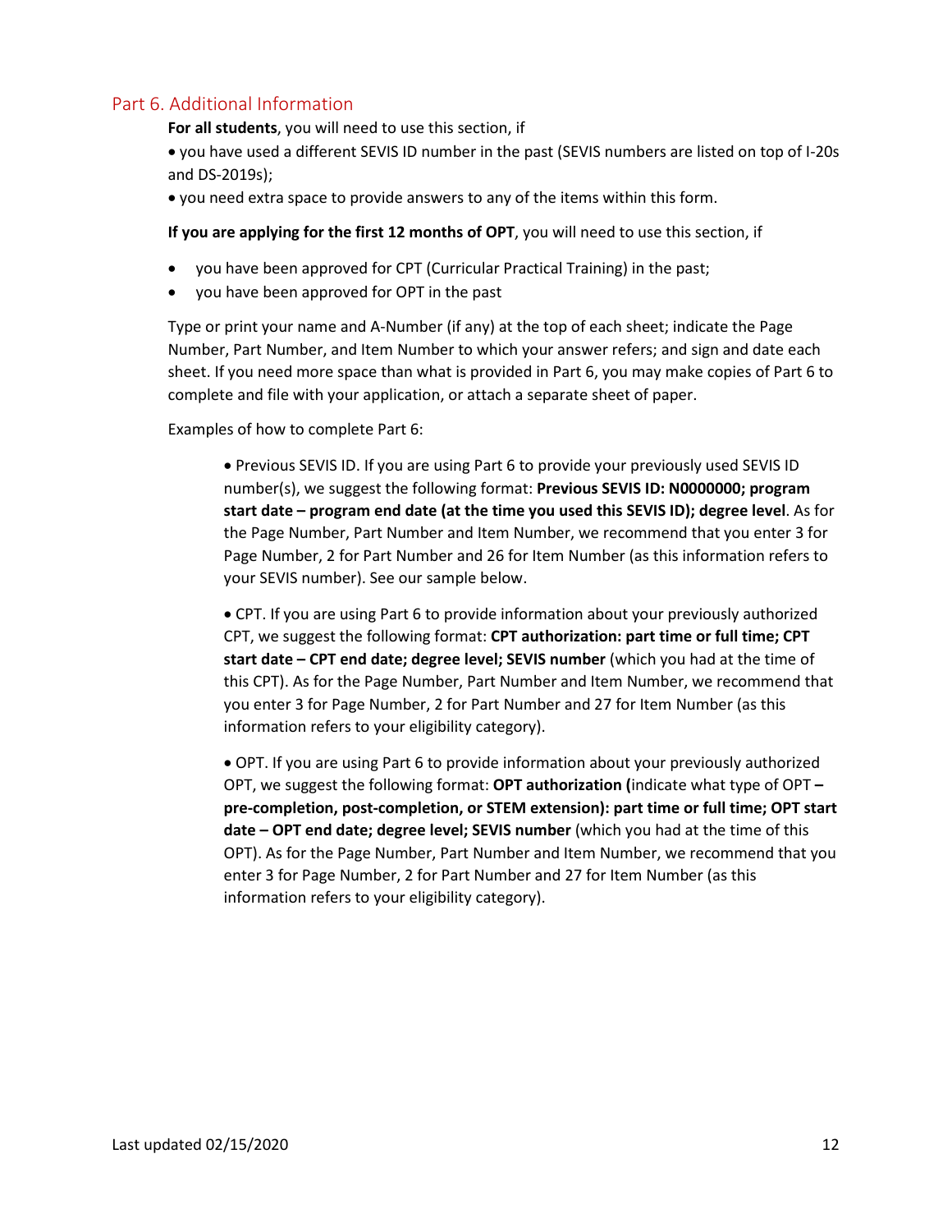## Part 6. Additional Information

**For all students**, you will need to use this section, if

- you have used a different SEVIS ID number in the past (SEVIS numbers are listed on top of I-20s and DS-2019s);
- you need extra space to provide answers to any of the items within this form.

**If you are applying for the first 12 months of OPT**, you will need to use this section, if

- you have been approved for CPT (Curricular Practical Training) in the past;
- you have been approved for OPT in the past

Type or print your name and A-Number (if any) at the top of each sheet; indicate the Page Number, Part Number, and Item Number to which your answer refers; and sign and date each sheet. If you need more space than what is provided in Part 6, you may make copies of Part 6 to complete and file with your application, or attach a separate sheet of paper.

Examples of how to complete Part 6:

- Previous SEVIS ID. If you are using Part 6 to provide your previously used SEVIS ID number(s), we suggest the following format: **Previous SEVIS ID: N0000000; program start date – program end date (at the time you used this SEVIS ID); degree level**. As for the Page Number, Part Number and Item Number, we recommend that you enter 3 for Page Number, 2 for Part Number and 26 for Item Number (as this information refers to your SEVIS number). See our sample below.

- CPT. If you are using Part 6 to provide information about your previously authorized CPT, we suggest the following format: **CPT authorization: part time or full time; CPT start date – CPT end date; degree level; SEVIS number** (which you had at the time of this CPT). As for the Page Number, Part Number and Item Number, we recommend that you enter 3 for Page Number, 2 for Part Number and 27 for Item Number (as this information refers to your eligibility category).

- OPT. If you are using Part 6 to provide information about your previously authorized OPT, we suggest the following format: **OPT authorization (**indicate what type of OPT **– pre-completion, post-completion, or STEM extension): part time or full time; OPT start date – OPT end date; degree level; SEVIS number** (which you had at the time of this OPT). As for the Page Number, Part Number and Item Number, we recommend that you enter 3 for Page Number, 2 for Part Number and 27 for Item Number (as this information refers to your eligibility category).

Last updated 02/15/2020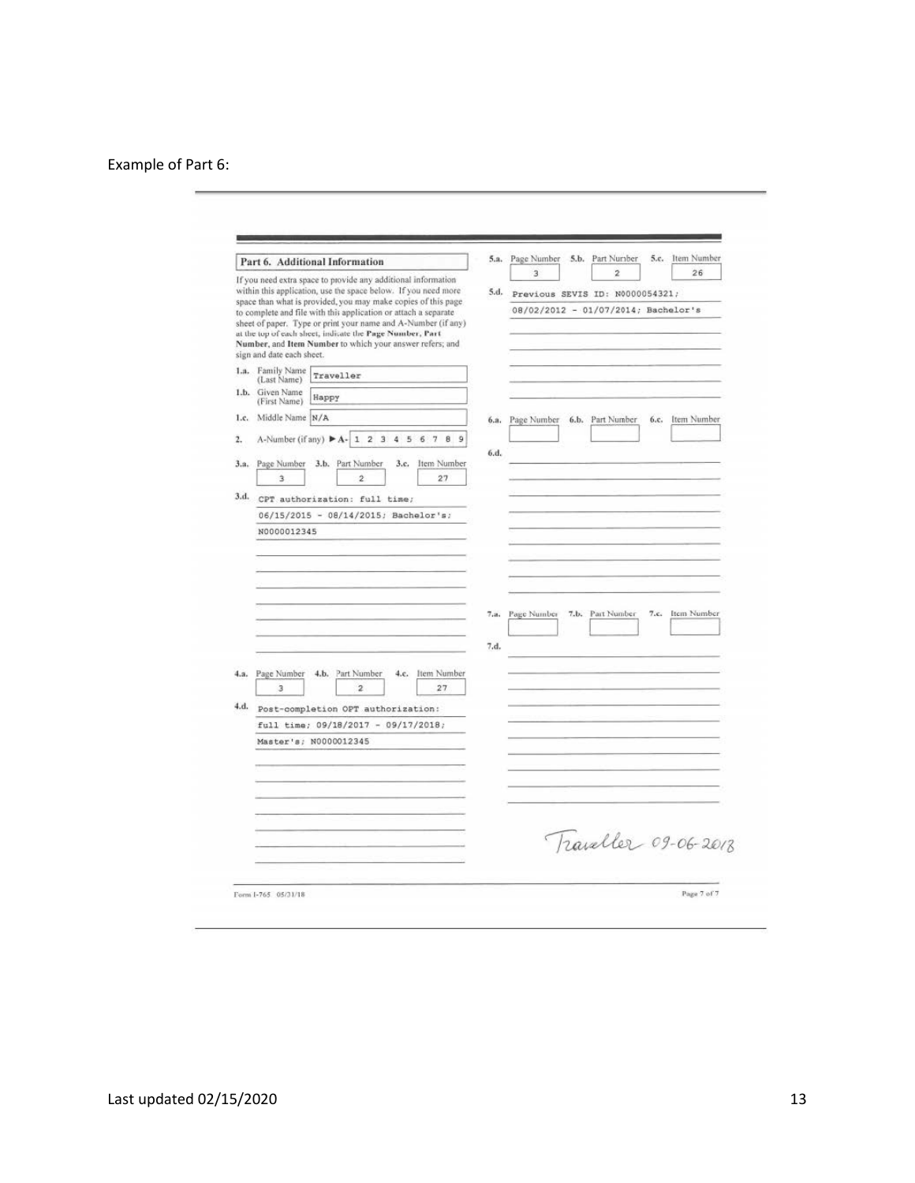Example of Part 6:

**Part 6. Additional Information**

If you need extra space to provide any additional information within this application, use the space below. If you need more space than what is provided, you may make copies of this page to complete and file with this application or attach a separate sheet of paper. Type or print your name and A-Number (if any) at the top of each sheet, indicate the **Page Number**, **Part Number**, and **Item Number** to which your answer refers; and sign and date each sheet.

**1.a.** Family Name (Last Name): Traveller

**1.b.** Given Name (First Name): Happy

**1.c.** Middle Name: N/A

**2.** A-Number (if any) ▶ A- 1 2 3 4 5 6 7 8 9

**3.a.** Page Number: 3 **3.b.** Part Number: 2 **3.c.** Item Number: 27

**3.d.** CPT authorization: full time; 06/15/2015 - 08/14/2015; Bachelor's; N0000012345

**4.a.** Page Number: 3 **4.b.** Part Number: 2 **4.c.** Item Number: 27

**4.d.** Post-completion OPT authorization: full time; 09/18/2017 - 09/17/2018; Master's; N0000012345

**5.a.** Page Number: 3 **5.b.** Part Number: 2 **5.c.** Item Number: 26

**5.d.** Previous SEVIS ID: N0000054321; 08/02/2012 - 01/07/2014; Bachelor's

**6.a.** Page Number **6.b.** Part Number **6.c.** Item Number

**6.d.**

**7.a.** Page Number **7.b.** Part Number **7.c.** Item Number

**7.d.**

Traveller 09-06-2018

Form I-765 05/31/18

Last updated 02/15/2020